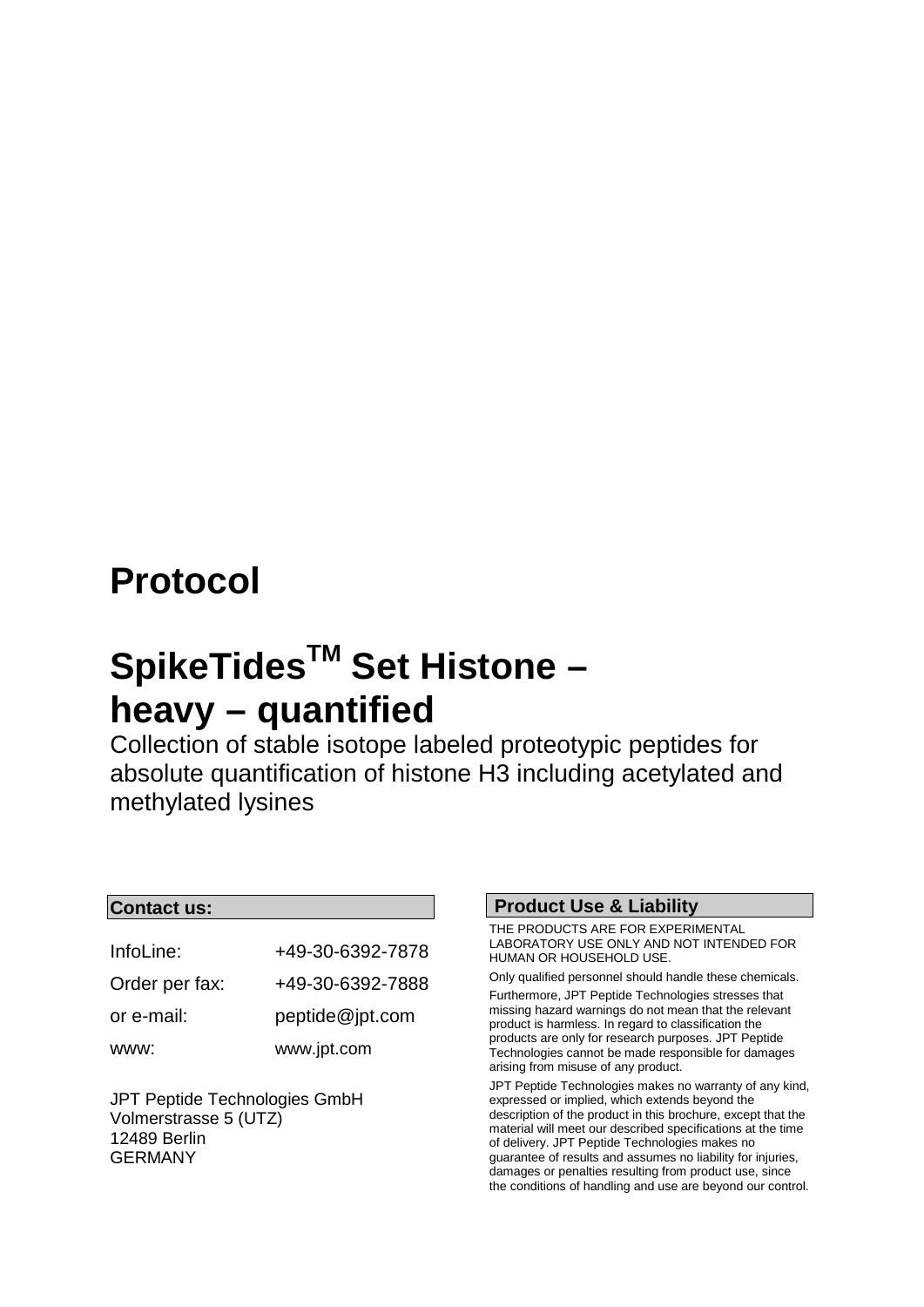# Protocol

# SpikeTides$^{TM}$ Set Histone – heavy – quantified

Collection of stable isotope labeled proteotypic peptides for absolute quantification of histone H3 including acetylated and methylated lysines

**Contact us:**

| | |
|---|---|
| InfoLine: | +49-30-6392-7878 |
| Order per fax: | +49-30-6392-7888 |
| or e-mail: | peptide@jpt.com |
| www: | www.jpt.com |

JPT Peptide Technologies GmbH
Volmerstrasse 5 (UTZ)
12489 Berlin
GERMANY

**Product Use & Liability**

THE PRODUCTS ARE FOR EXPERIMENTAL LABORATORY USE ONLY AND NOT INTENDED FOR HUMAN OR HOUSEHOLD USE.

Only qualified personnel should handle these chemicals.

Furthermore, JPT Peptide Technologies stresses that missing hazard warnings do not mean that the relevant product is harmless. In regard to classification the products are only for research purposes. JPT Peptide Technologies cannot be made responsible for damages arising from misuse of any product.

JPT Peptide Technologies makes no warranty of any kind, expressed or implied, which extends beyond the description of the product in this brochure, except that the material will meet our described specifications at the time of delivery. JPT Peptide Technologies makes no guarantee of results and assumes no liability for injuries, damages or penalties resulting from product use, since the conditions of handling and use are beyond our control.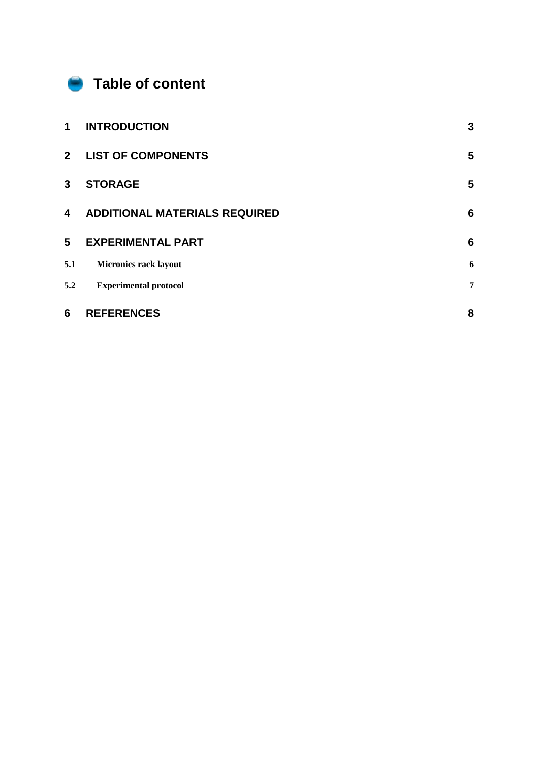# Table of content

| | | |
|---|---|---|
| **1** | **INTRODUCTION** | **3** |
| **2** | **LIST OF COMPONENTS** | **5** |
| **3** | **STORAGE** | **5** |
| **4** | **ADDITIONAL MATERIALS REQUIRED** | **6** |
| **5** | **EXPERIMENTAL PART** | **6** |
| **5.1** | **Micronics rack layout** | **6** |
| **5.2** | **Experimental protocol** | **7** |
| **6** | **REFERENCES** | **8** |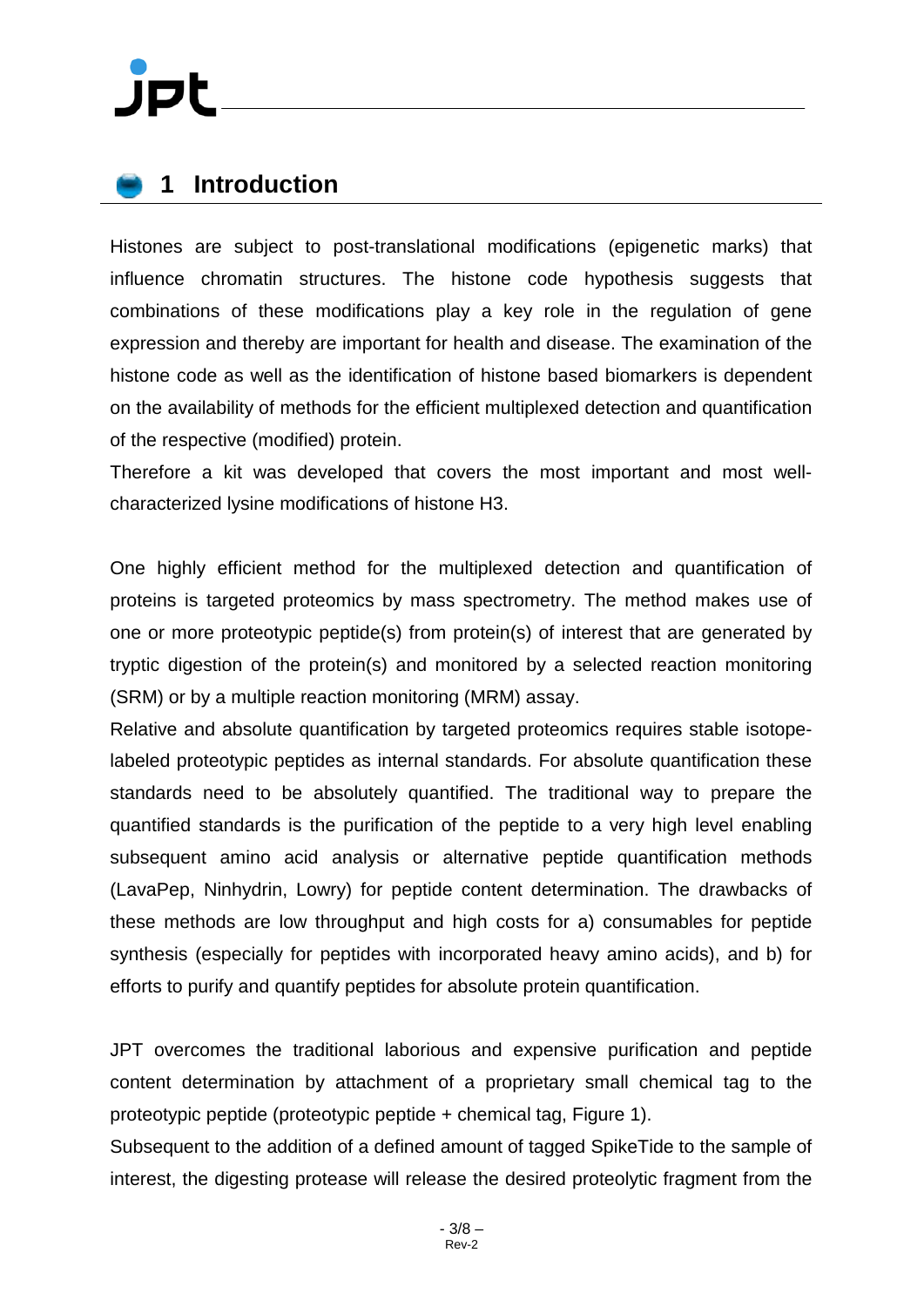# 1 Introduction

Histones are subject to post-translational modifications (epigenetic marks) that influence chromatin structures. The histone code hypothesis suggests that combinations of these modifications play a key role in the regulation of gene expression and thereby are important for health and disease. The examination of the histone code as well as the identification of histone based biomarkers is dependent on the availability of methods for the efficient multiplexed detection and quantification of the respective (modified) protein.

Therefore a kit was developed that covers the most important and most well-characterized lysine modifications of histone H3.

One highly efficient method for the multiplexed detection and quantification of proteins is targeted proteomics by mass spectrometry. The method makes use of one or more proteotypic peptide(s) from protein(s) of interest that are generated by tryptic digestion of the protein(s) and monitored by a selected reaction monitoring (SRM) or by a multiple reaction monitoring (MRM) assay.

Relative and absolute quantification by targeted proteomics requires stable isotope-labeled proteotypic peptides as internal standards. For absolute quantification these standards need to be absolutely quantified. The traditional way to prepare the quantified standards is the purification of the peptide to a very high level enabling subsequent amino acid analysis or alternative peptide quantification methods (LavaPep, Ninhydrin, Lowry) for peptide content determination. The drawbacks of these methods are low throughput and high costs for a) consumables for peptide synthesis (especially for peptides with incorporated heavy amino acids), and b) for efforts to purify and quantify peptides for absolute protein quantification.

JPT overcomes the traditional laborious and expensive purification and peptide content determination by attachment of a proprietary small chemical tag to the proteotypic peptide (proteotypic peptide + chemical tag, Figure 1).

Subsequent to the addition of a defined amount of tagged SpikeTide to the sample of interest, the digesting protease will release the desired proteolytic fragment from the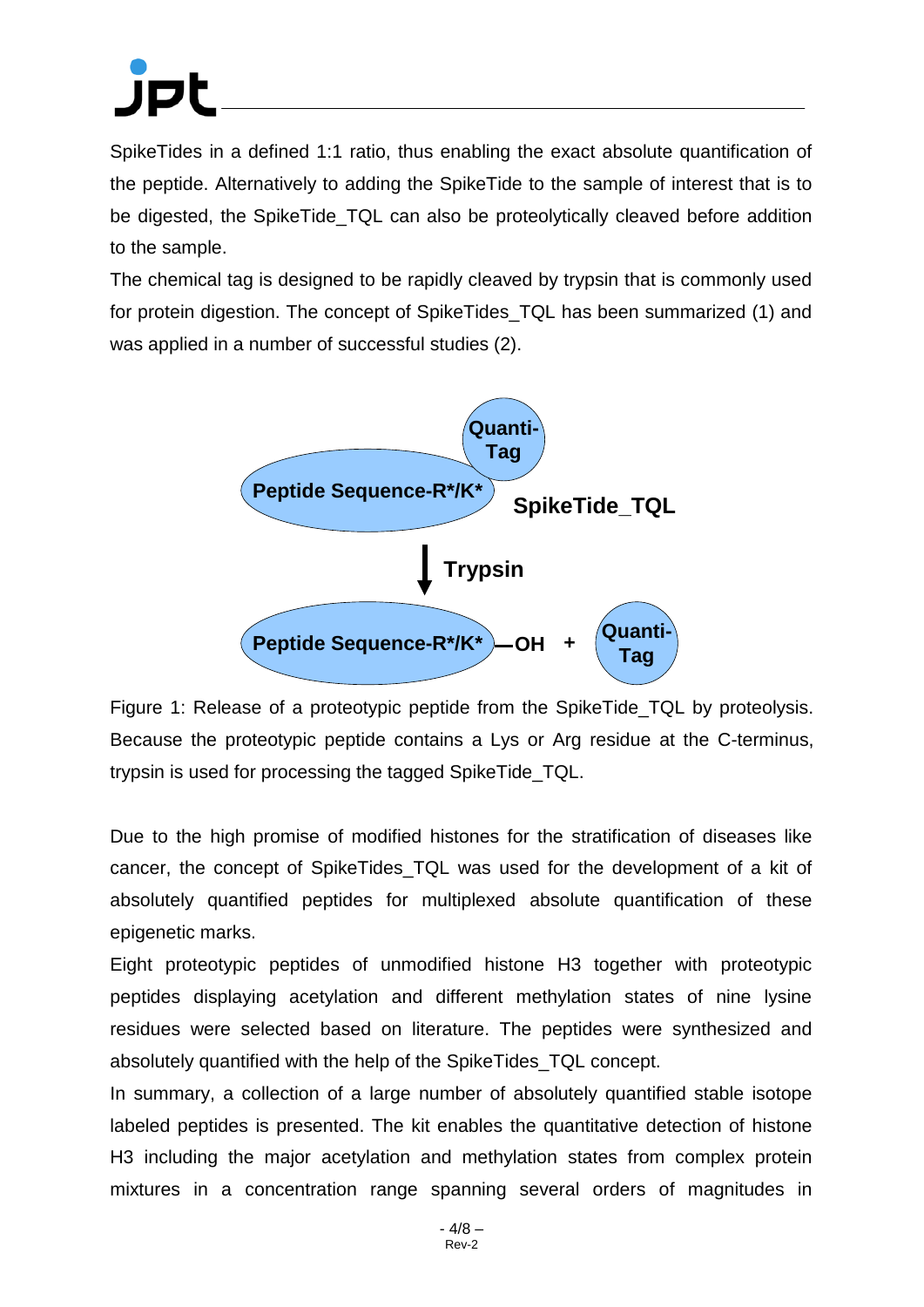SpikeTides in a defined 1:1 ratio, thus enabling the exact absolute quantification of the peptide. Alternatively to adding the SpikeTide to the sample of interest that is to be digested, the SpikeTide_TQL can also be proteolytically cleaved before addition to the sample.

The chemical tag is designed to be rapidly cleaved by trypsin that is commonly used for protein digestion. The concept of SpikeTides_TQL has been summarized (1) and was applied in a number of successful studies (2).

Peptide Sequence-R*/K* Quanti-Tag SpikeTide_TQL

Trypsin

Peptide Sequence-R*/K* —OH + Quanti-Tag

Figure 1: Release of a proteotypic peptide from the SpikeTide_TQL by proteolysis. Because the proteotypic peptide contains a Lys or Arg residue at the C-terminus, trypsin is used for processing the tagged SpikeTide_TQL.

Due to the high promise of modified histones for the stratification of diseases like cancer, the concept of SpikeTides_TQL was used for the development of a kit of absolutely quantified peptides for multiplexed absolute quantification of these epigenetic marks.

Eight proteotypic peptides of unmodified histone H3 together with proteotypic peptides displaying acetylation and different methylation states of nine lysine residues were selected based on literature. The peptides were synthesized and absolutely quantified with the help of the SpikeTides_TQL concept.

In summary, a collection of a large number of absolutely quantified stable isotope labeled peptides is presented. The kit enables the quantitative detection of histone H3 including the major acetylation and methylation states from complex protein mixtures in a concentration range spanning several orders of magnitudes in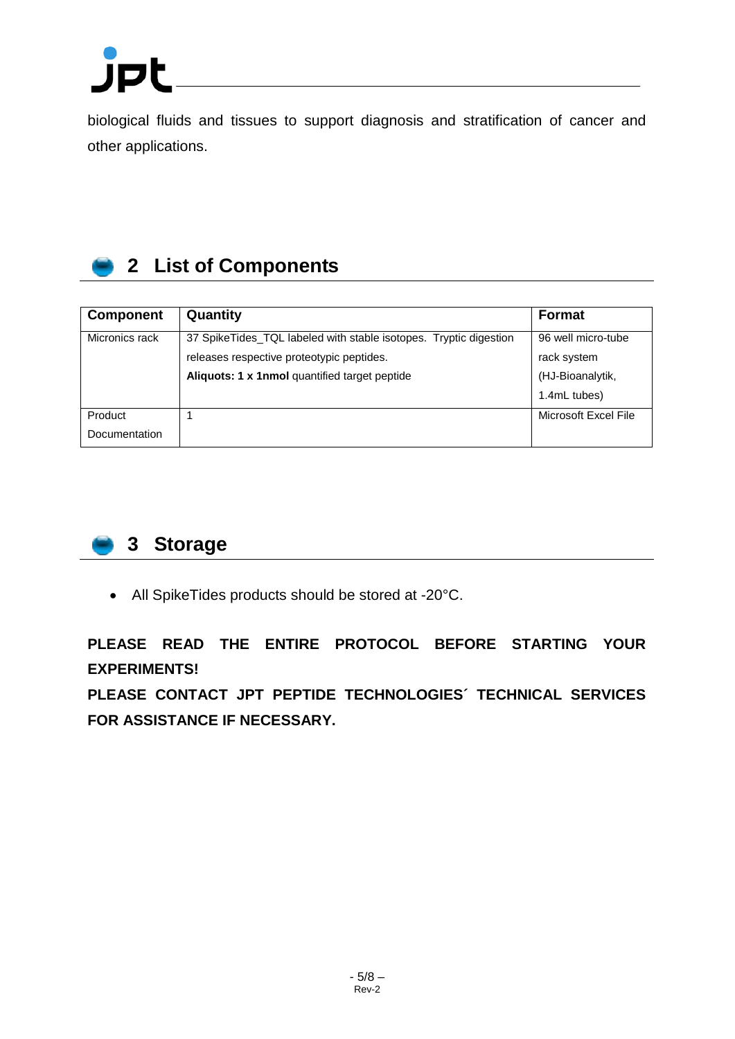biological fluids and tissues to support diagnosis and stratification of cancer and other applications.

## 2 List of Components

| Component | Quantity | Format |
|---|---|---|
| Micronics rack | 37 SpikeTides_TQL labeled with stable isotopes. Tryptic digestion releases respective proteotypic peptides. **Aliquots: 1 x 1nmol** quantified target peptide | 96 well micro-tube rack system (HJ-Bioanalytik, 1.4mL tubes) |
| Product Documentation | 1 | Microsoft Excel File |

## 3 Storage

- All SpikeTides products should be stored at -20°C.

**PLEASE READ THE ENTIRE PROTOCOL BEFORE STARTING YOUR EXPERIMENTS!**

**PLEASE CONTACT JPT PEPTIDE TECHNOLOGIES´ TECHNICAL SERVICES FOR ASSISTANCE IF NECESSARY.**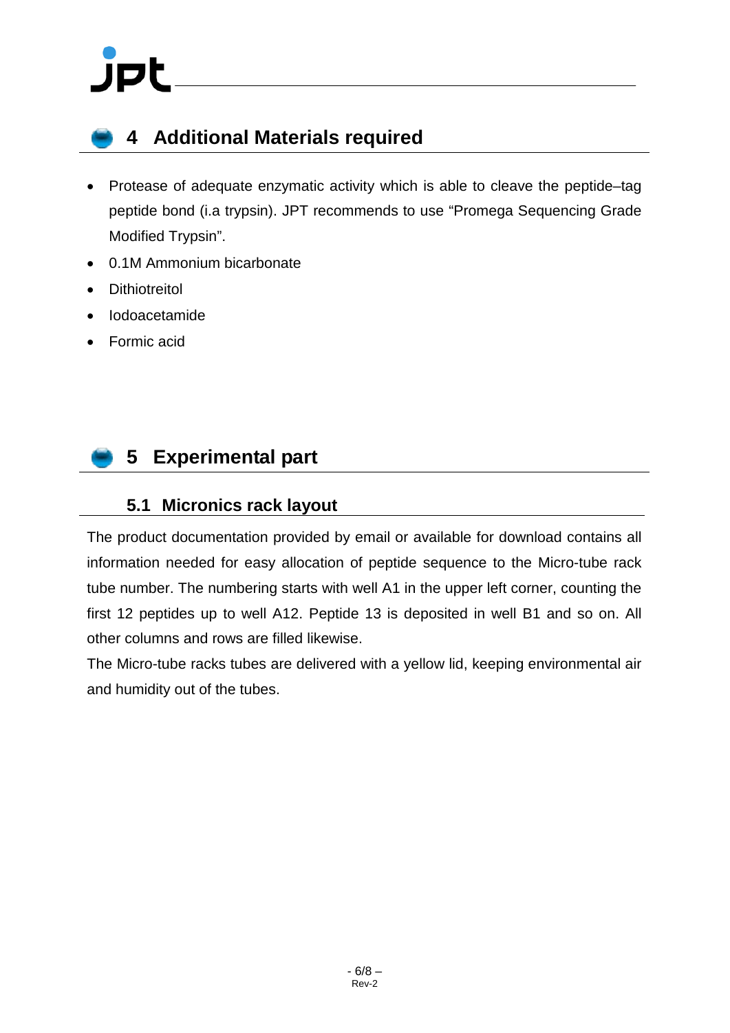# 4 Additional Materials required

- Protease of adequate enzymatic activity which is able to cleave the peptide–tag peptide bond (i.a trypsin). JPT recommends to use “Promega Sequencing Grade Modified Trypsin”.
- 0.1M Ammonium bicarbonate
- Dithiotreitol
- Iodoacetamide
- Formic acid

# 5 Experimental part

## 5.1 Micronics rack layout

The product documentation provided by email or available for download contains all information needed for easy allocation of peptide sequence to the Micro-tube rack tube number. The numbering starts with well A1 in the upper left corner, counting the first 12 peptides up to well A12. Peptide 13 is deposited in well B1 and so on. All other columns and rows are filled likewise.

The Micro-tube racks tubes are delivered with a yellow lid, keeping environmental air and humidity out of the tubes.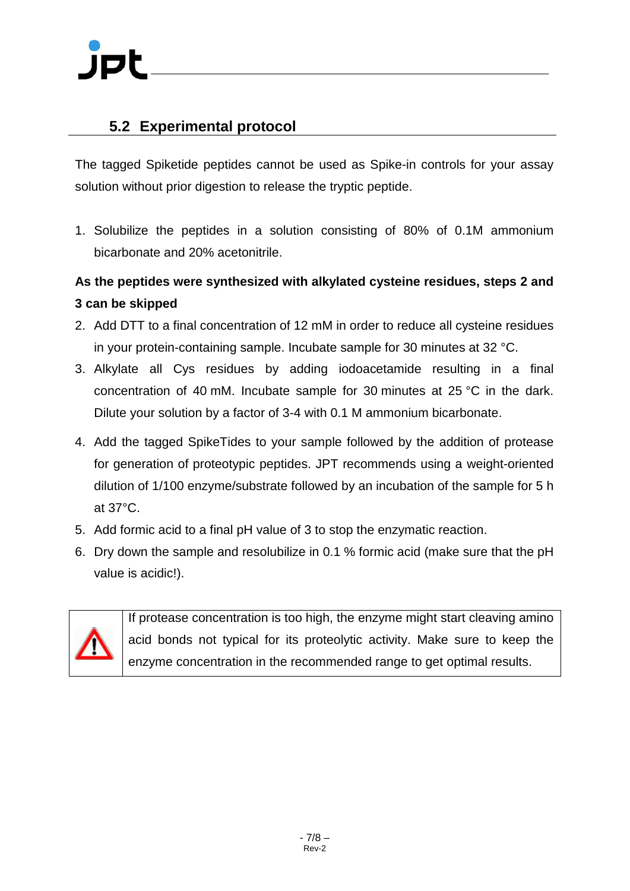## 5.2 Experimental protocol

The tagged Spiketide peptides cannot be used as Spike-in controls for your assay solution without prior digestion to release the tryptic peptide.

1. Solubilize the peptides in a solution consisting of 80% of 0.1M ammonium bicarbonate and 20% acetonitrile.

**As the peptides were synthesized with alkylated cysteine residues, steps 2 and 3 can be skipped**

2. Add DTT to a final concentration of 12 mM in order to reduce all cysteine residues in your protein-containing sample. Incubate sample for 30 minutes at 32 °C.
3. Alkylate all Cys residues by adding iodoacetamide resulting in a final concentration of 40 mM. Incubate sample for 30 minutes at 25 °C in the dark. Dilute your solution by a factor of 3-4 with 0.1 M ammonium bicarbonate.
4. Add the tagged SpikeTides to your sample followed by the addition of protease for generation of proteotypic peptides. JPT recommends using a weight-oriented dilution of 1/100 enzyme/substrate followed by an incubation of the sample for 5 h at 37°C.
5. Add formic acid to a final pH value of 3 to stop the enzymatic reaction.
6. Dry down the sample and resolubilize in 0.1 % formic acid (make sure that the pH value is acidic!).

| ⚠ | If protease concentration is too high, the enzyme might start cleaving amino acid bonds not typical for its proteolytic activity. Make sure to keep the enzyme concentration in the recommended range to get optimal results. |
|---|---|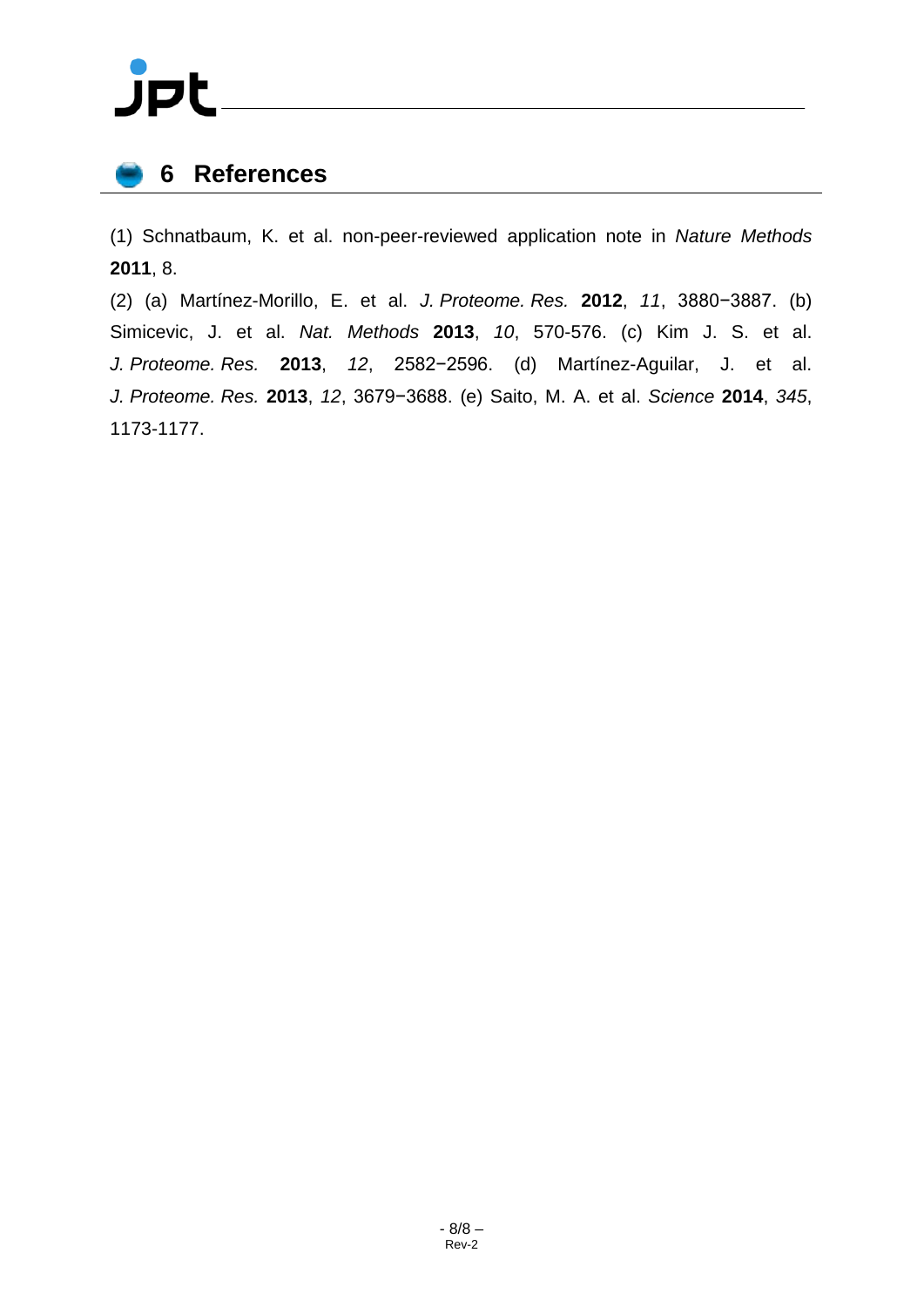## 6 References

(1) Schnatbaum, K. et al. non-peer-reviewed application note in *Nature Methods* **2011**, 8.

(2) (a) Martínez-Morillo, E. et al. *J. Proteome. Res.* **2012**, *11*, 3880−3887. (b) Simicevic, J. et al. *Nat. Methods* **2013**, *10*, 570-576. (c) Kim J. S. et al. *J. Proteome. Res.* **2013**, *12*, 2582−2596. (d) Martínez-Aguilar, J. et al. *J. Proteome. Res.* **2013**, *12*, 3679−3688. (e) Saito, M. A. et al. *Science* **2014**, *345*, 1173-1177.